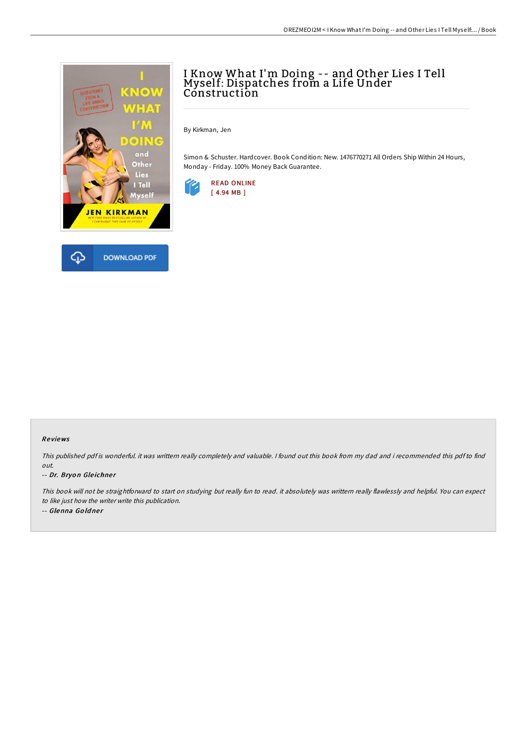# I Know What I'm Doing -- and Other Lies I Tell Myself: Dispatches from a Life Under Construction

By Kirkman, Jen

Simon & Schuster. Hardcover. Book Condition: New. 1476770271 All Orders Ship Within 24 Hours, Monday - Friday. 100% Money Back Guarantee.

READ ONLINE
[ 4.94 MB ]

DOWNLOAD PDF

### Reviews

*This published pdf is wonderful. it was written really completely and valuable. I found out this book from my dad and i recommended this pdf to find out.*

-- *Dr. Bryon Gleichner*

*This book will not be straightforward to start on studying but really fun to read. it absolutely was written really flawlessly and helpful. You can expect to like just how the writer write this publication.*

-- *Glenna Goldner*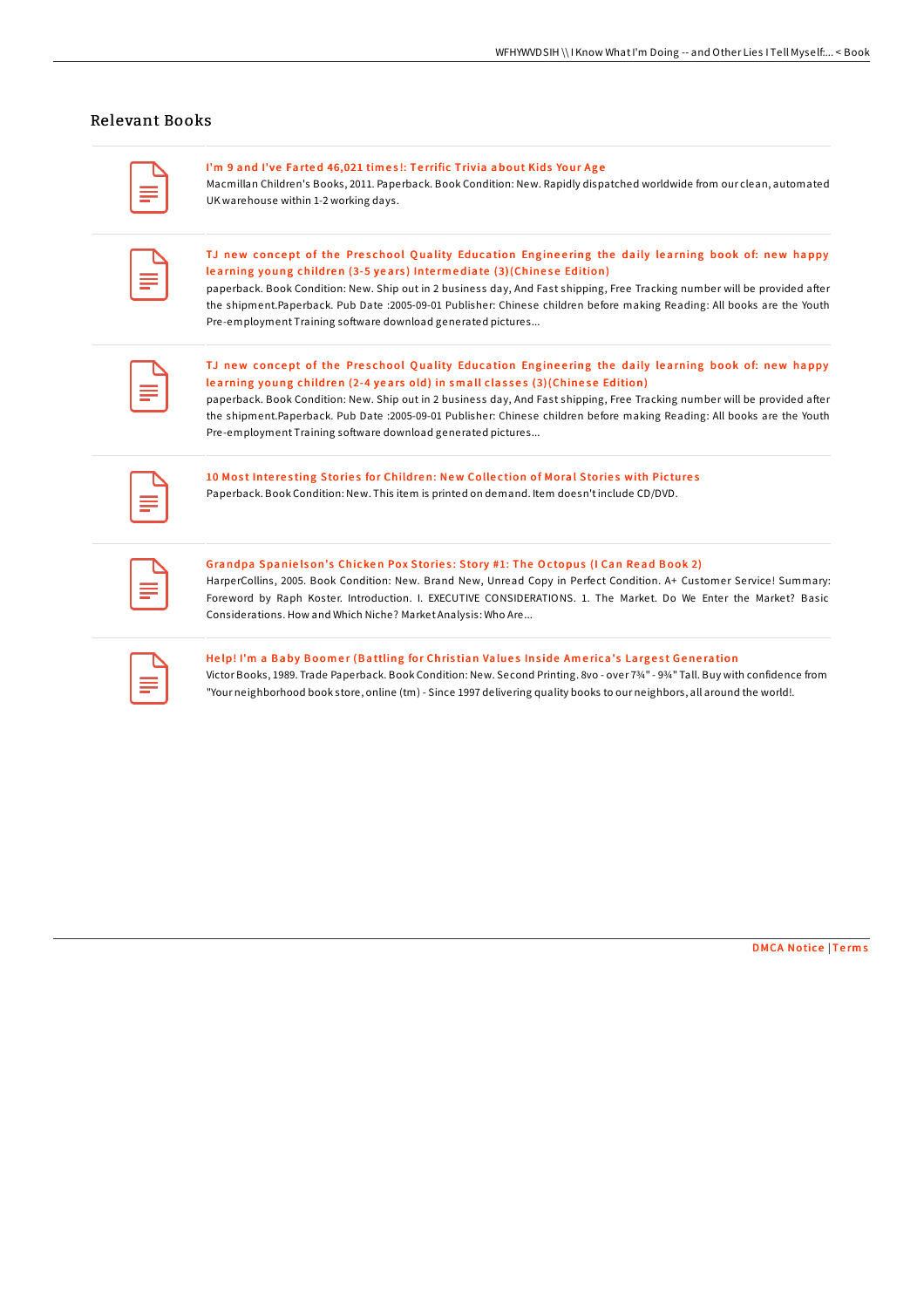## Relevant Books

**I'm 9 and I've Farted 46,021 times!: Terrific Trivia about Kids Your Age**

Macmillan Children's Books, 2011. Paperback. Book Condition: New. Rapidly dispatched worldwide from our clean, automated UK warehouse within 1-2 working days.

**TJ new concept of the Preschool Quality Education Engineering the daily learning book of: new happy learning young children (3-5 years) Intermediate (3)(Chinese Edition)**

paperback. Book Condition: New. Ship out in 2 business day, And Fast shipping, Free Tracking number will be provided after the shipment.Paperback. Pub Date :2005-09-01 Publisher: Chinese children before making Reading: All books are the Youth Pre-employment Training software download generated pictures...

**TJ new concept of the Preschool Quality Education Engineering the daily learning book of: new happy learning young children (2-4 years old) in small classes (3)(Chinese Edition)**

paperback. Book Condition: New. Ship out in 2 business day, And Fast shipping, Free Tracking number will be provided after the shipment.Paperback. Pub Date :2005-09-01 Publisher: Chinese children before making Reading: All books are the Youth Pre-employment Training software download generated pictures...

**10 Most Interesting Stories for Children: New Collection of Moral Stories with Pictures**

Paperback. Book Condition: New. This item is printed on demand. Item doesn't include CD/DVD.

**Grandpa Spanielson's Chicken Pox Stories: Story #1: The Octopus (I Can Read Book 2)**

HarperCollins, 2005. Book Condition: New. Brand New, Unread Copy in Perfect Condition. A+ Customer Service! Summary: Foreword by Raph Koster. Introduction. I. EXECUTIVE CONSIDERATIONS. 1. The Market. Do We Enter the Market? Basic Considerations. How and Which Niche? Market Analysis: Who Are...

**Help! I'm a Baby Boomer (Battling for Christian Values Inside America's Largest Generation**

Victor Books, 1989. Trade Paperback. Book Condition: New. Second Printing. 8vo - over 7¾" - 9¾" Tall. Buy with confidence from "Your neighborhood book store, online (tm) - Since 1997 delivering quality books to our neighbors, all around the world!.